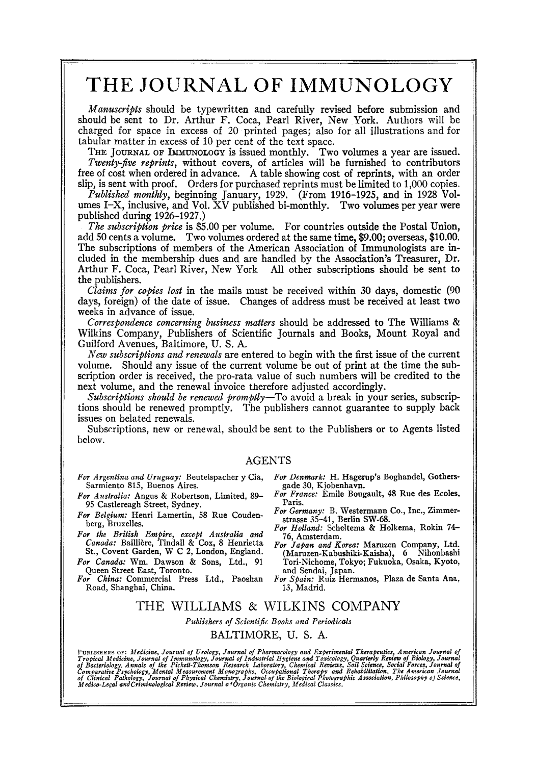# THE JOURNAL OF IMMUNOLOGY

*Manuscripts* should be typewritten and carefully revised before submission and should be sent to Dr. Arthur F. Coca, Pearl River, New York. Authors will be charged for space in excess of 20 printed pages; also for all illustrations and for tabular matter in excess of 10 per cent of the text space.

THE JOURNAL OF IMMUNOLOGY is issued monthly. Two volumes a year are issued.

*Twenty-five reprints*, without covers, of articles will be furnished to contributors free of cost when ordered in advance. A table showing cost of reprints, with an order slip, is sent with proof. Orders for purchased reprints must be limited to 1,000 copies.

*Published monthly*, beginning January, 1929. (From 1916–1925, and in 1928 Volumes I–X, inclusive, and Vol. XV published bi-monthly. Two volumes per year were published during 1926–1927.)

*The subscription price* is $5.00 per volume. For countries outside the Postal Union, add 50 cents a volume. Two volumes ordered at the same time, $9.00; overseas, $10.00. The subscriptions of members of the American Association of Immunologists are included in the membership dues and are handled by the Association's Treasurer, Dr. Arthur F. Coca, Pearl River, New York All other subscriptions should be sent to the publishers.

*Claims for copies lost* in the mails must be received within 30 days, domestic (90 days, foreign) of the date of issue. Changes of address must be received at least two weeks in advance of issue.

*Correspondence concerning business matters* should be addressed to The Williams & Wilkins Company, Publishers of Scientific Journals and Books, Mount Royal and Guilford Avenues, Baltimore, U. S. A.

*New subscriptions and renewals* are entered to begin with the first issue of the current volume. Should any issue of the current volume be out of print at the time the subscription order is received, the pro-rata value of such numbers will be credited to the next volume, and the renewal invoice therefore adjusted accordingly.

*Subscriptions should be renewed promptly*—To avoid a break in your series, subscriptions should be renewed promptly. The publishers cannot guarantee to supply back issues on belated renewals.

Subscriptions, new or renewal, should be sent to the Publishers or to Agents listed below.

## AGENTS

*For Argentina and Uruguay:* Beutelspacher y Cia, Sarmiento 815, Buenos Aires.

*For Australia:* Angus & Robertson, Limited, 89–95 Castlereagh Street, Sydney.

*For Belgium:* Henri Lamertin, 58 Rue Coudenberg, Bruxelles.

*For the British Empire, except Australia and Canada:* Baillière, Tindall & Cox, 8 Henrietta St., Covent Garden, W C 2, London, England.

*For Canada:* Wm. Dawson & Sons, Ltd., 91 Queen Street East, Toronto.

*For China:* Commercial Press Ltd., Paoshan Road, Shanghai, China.

*For Denmark:* H. Hagerup's Boghandel, Gothersgade 30, Kjobenhavn.

*For France:* Emile Bougault, 48 Rue des Ecoles, Paris.

*For Germany:* B. Westermann Co., Inc., Zimmerstrasse 35–41, Berlin SW-68.

*For Holland:* Scheltema & Holkema, Rokin 74–76, Amsterdam.

*For Japan and Korea:* Maruzen Company, Ltd. (Maruzen-Kabushiki-Kaisha), 6 Nihonbashi Tori-Nichome, Tokyo; Fukuoka, Osaka, Kyoto, and Sendai, Japan.

*For Spain:* Ruiz Hermanos, Plaza de Santa Ana, 13, Madrid.

## THE WILLIAMS & WILKINS COMPANY

*Publishers of Scientific Books and Periodicals*

BALTIMORE, U. S. A.

PUBLISHERS OF: *Medicine, Journal of Urology, Journal of Pharmacology and Experimental Therapeutics, American Journal of Tropical Medicine, Journal of Immunology, Journal of Industrial Hygiene and Toxicology, Quarterly Review of Biology, Journal of Bacteriology, Annals of the Pickett-Thomson Research Laboratory, Chemical Reviews, Soil Science, Social Forces, Journal of Comparative Psychology, Mental Measurement Monographs, Occupational Therapy and Rehabilitation, The American Journal of Clinical Pathology, Journal of Physical Chemistry, Journal of the Biological Photographic Association, Philosophy of Science, Medico-Legal and Criminological Review, Journal of Organic Chemistry, Medical Classics.*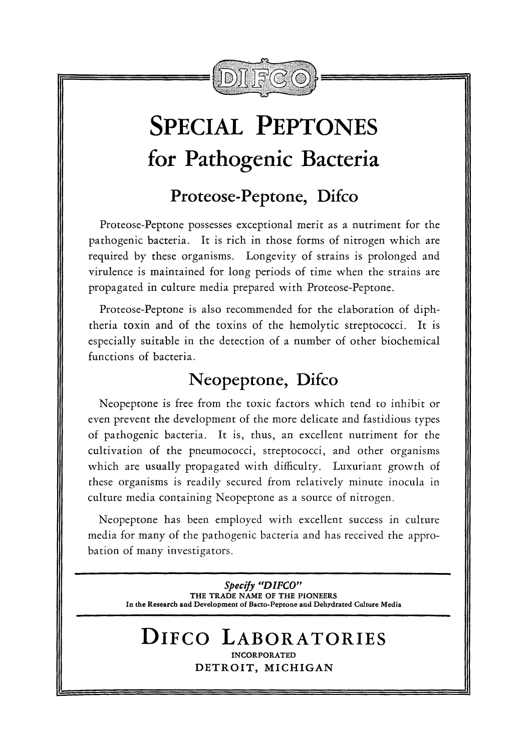DIFCO

# SPECIAL PEPTONES for Pathogenic Bacteria

## Proteose-Peptone, Difco

Proteose-Peptone possesses exceptional merit as a nutriment for the pathogenic bacteria. It is rich in those forms of nitrogen which are required by these organisms. Longevity of strains is prolonged and virulence is maintained for long periods of time when the strains are propagated in culture media prepared with Proteose-Peptone.

Proteose-Peptone is also recommended for the elaboration of diphtheria toxin and of the toxins of the hemolytic streptococci. It is especially suitable in the detection of a number of other biochemical functions of bacteria.

## Neopeptone, Difco

Neopeptone is free from the toxic factors which tend to inhibit or even prevent the development of the more delicate and fastidious types of pathogenic bacteria. It is, thus, an excellent nutriment for the cultivation of the pneumococci, streptococci, and other organisms which are usually propagated with difficulty. Luxuriant growth of these organisms is readily secured from relatively minute inocula in culture media containing Neopeptone as a source of nitrogen.

Neopeptone has been employed with excellent success in culture media for many of the pathogenic bacteria and has received the approbation of many investigators.

---

*Specify "DIFCO"*

THE TRADE NAME OF THE PIONEERS

In the Research and Development of Bacto-Peptone and Dehydrated Culture Media

---

## DIFCO LABORATORIES

INCORPORATED

DETROIT, MICHIGAN